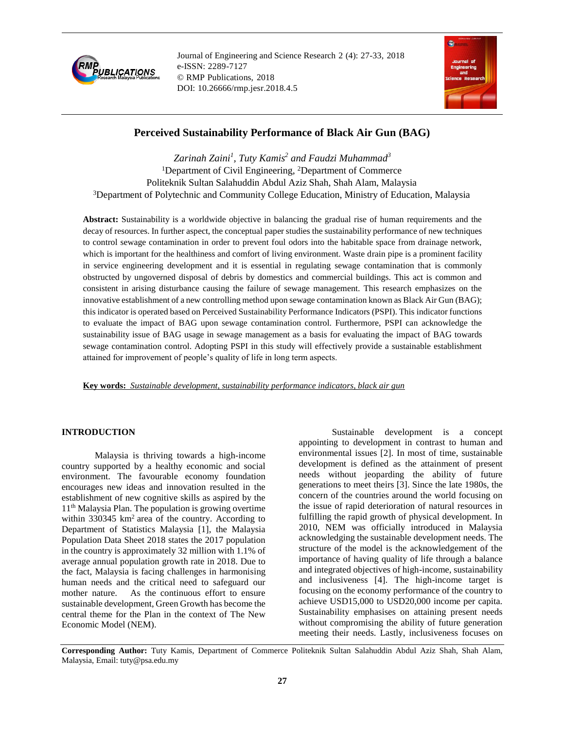# Perceived Sustainability Performance of Black Air Gun (BAG)

*Zarinah Zaini[1], Tuty Kamis[2] and Faudzi Muhammad[3]*

[1]Department of Civil Engineering, [2]Department of Commerce
Politeknik Sultan Salahuddin Abdul Aziz Shah, Shah Alam, Malaysia
[3]Department of Polytechnic and Community College Education, Ministry of Education, Malaysia

**Abstract:** Sustainability is a worldwide objective in balancing the gradual rise of human requirements and the decay of resources. In further aspect, the conceptual paper studies the sustainability performance of new techniques to control sewage contamination in order to prevent foul odors into the habitable space from drainage network, which is important for the healthiness and comfort of living environment. Waste drain pipe is a prominent facility in service engineering development and it is essential in regulating sewage contamination that is commonly obstructed by ungoverned disposal of debris by domestics and commercial buildings. This act is common and consistent in arising disturbance causing the failure of sewage management. This research emphasizes on the innovative establishment of a new controlling method upon sewage contamination known as Black Air Gun (BAG); this indicator is operated based on Perceived Sustainability Performance Indicators (PSPI). This indicator functions to evaluate the impact of BAG upon sewage contamination control. Furthermore, PSPI can acknowledge the sustainability issue of BAG usage in sewage management as a basis for evaluating the impact of BAG towards sewage contamination control. Adopting PSPI in this study will effectively provide a sustainable establishment attained for improvement of people's quality of life in long term aspects.

**Key words:** *Sustainable development, sustainability performance indicators, black air gun*

## INTRODUCTION

Malaysia is thriving towards a high-income country supported by a healthy economic and social environment. The favourable economy foundation encourages new ideas and innovation resulted in the establishment of new cognitive skills as aspired by the 11th Malaysia Plan. The population is growing overtime within 330345 km$^2$ area of the country. According to Department of Statistics Malaysia [1], the Malaysia Population Data Sheet 2018 states the 2017 population in the country is approximately 32 million with 1.1% of average annual population growth rate in 2018. Due to the fact, Malaysia is facing challenges in harmonising human needs and the critical need to safeguard our mother nature. As the continuous effort to ensure sustainable development, Green Growth has become the central theme for the Plan in the context of The New Economic Model (NEM).

Sustainable development is a concept appointing to development in contrast to human and environmental issues [2]. In most of time, sustainable development is defined as the attainment of present needs without jeoparding the ability of future generations to meet theirs [3]. Since the late 1980s, the concern of the countries around the world focusing on the issue of rapid deterioration of natural resources in fulfilling the rapid growth of physical development. In 2010, NEM was officially introduced in Malaysia acknowledging the sustainable development needs. The structure of the model is the acknowledgement of the importance of having quality of life through a balance and integrated objectives of high-income, sustainability and inclusiveness [4]. The high-income target is focusing on the economy performance of the country to achieve USD15,000 to USD20,000 income per capita. Sustainability emphasises on attaining present needs without compromising the ability of future generation meeting their needs. Lastly, inclusiveness focuses on

**Corresponding Author:** Tuty Kamis, Department of Commerce Politeknik Sultan Salahuddin Abdul Aziz Shah, Shah Alam, Malaysia, Email: tuty@psa.edu.my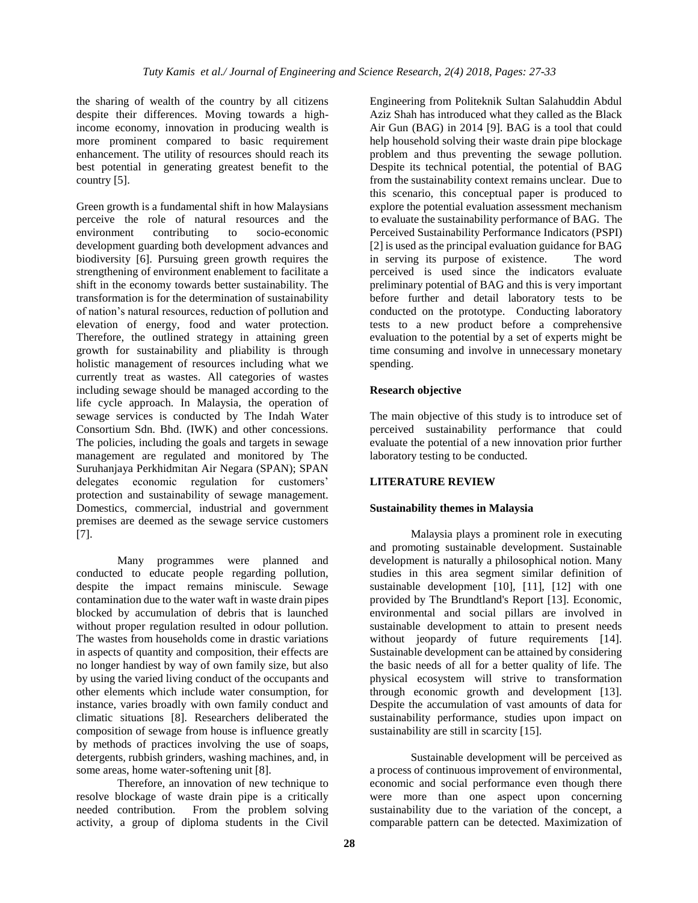the sharing of wealth of the country by all citizens despite their differences. Moving towards a high-income economy, innovation in producing wealth is more prominent compared to basic requirement enhancement. The utility of resources should reach its best potential in generating greatest benefit to the country [5].

Green growth is a fundamental shift in how Malaysians perceive the role of natural resources and the environment contributing to socio-economic development guarding both development advances and biodiversity [6]. Pursuing green growth requires the strengthening of environment enablement to facilitate a shift in the economy towards better sustainability. The transformation is for the determination of sustainability of nation's natural resources, reduction of pollution and elevation of energy, food and water protection. Therefore, the outlined strategy in attaining green growth for sustainability and pliability is through holistic management of resources including what we currently treat as wastes. All categories of wastes including sewage should be managed according to the life cycle approach. In Malaysia, the operation of sewage services is conducted by The Indah Water Consortium Sdn. Bhd. (IWK) and other concessions. The policies, including the goals and targets in sewage management are regulated and monitored by The Suruhanjaya Perkhidmitan Air Negara (SPAN); SPAN delegates economic regulation for customers' protection and sustainability of sewage management. Domestics, commercial, industrial and government premises are deemed as the sewage service customers [7].

Many programmes were planned and conducted to educate people regarding pollution, despite the impact remains miniscule. Sewage contamination due to the water waft in waste drain pipes blocked by accumulation of debris that is launched without proper regulation resulted in odour pollution. The wastes from households come in drastic variations in aspects of quantity and composition, their effects are no longer handiest by way of own family size, but also by using the varied living conduct of the occupants and other elements which include water consumption, for instance, varies broadly with own family conduct and climatic situations [8]. Researchers deliberated the composition of sewage from house is influence greatly by methods of practices involving the use of soaps, detergents, rubbish grinders, washing machines, and, in some areas, home water-softening unit [8].

Therefore, an innovation of new technique to resolve blockage of waste drain pipe is a critically needed contribution. From the problem solving activity, a group of diploma students in the Civil Engineering from Politeknik Sultan Salahuddin Abdul Aziz Shah has introduced what they called as the Black Air Gun (BAG) in 2014 [9]. BAG is a tool that could help household solving their waste drain pipe blockage problem and thus preventing the sewage pollution. Despite its technical potential, the potential of BAG from the sustainability context remains unclear. Due to this scenario, this conceptual paper is produced to explore the potential evaluation assessment mechanism to evaluate the sustainability performance of BAG. The Perceived Sustainability Performance Indicators (PSPI) [2] is used as the principal evaluation guidance for BAG in serving its purpose of existence. The word perceived is used since the indicators evaluate preliminary potential of BAG and this is very important before further and detail laboratory tests to be conducted on the prototype. Conducting laboratory tests to a new product before a comprehensive evaluation to the potential by a set of experts might be time consuming and involve in unnecessary monetary spending.

## Research objective

The main objective of this study is to introduce set of perceived sustainability performance that could evaluate the potential of a new innovation prior further laboratory testing to be conducted.

## LITERATURE REVIEW

### Sustainability themes in Malaysia

Malaysia plays a prominent role in executing and promoting sustainable development. Sustainable development is naturally a philosophical notion. Many studies in this area segment similar definition of sustainable development [10], [11], [12] with one provided by The Brundtland's Report [13]. Economic, environmental and social pillars are involved in sustainable development to attain to present needs without jeopardy of future requirements [14]. Sustainable development can be attained by considering the basic needs of all for a better quality of life. The physical ecosystem will strive to transformation through economic growth and development [13]. Despite the accumulation of vast amounts of data for sustainability performance, studies upon impact on sustainability are still in scarcity [15].

Sustainable development will be perceived as a process of continuous improvement of environmental, economic and social performance even though there were more than one aspect upon concerning sustainability due to the variation of the concept, a comparable pattern can be detected. Maximization of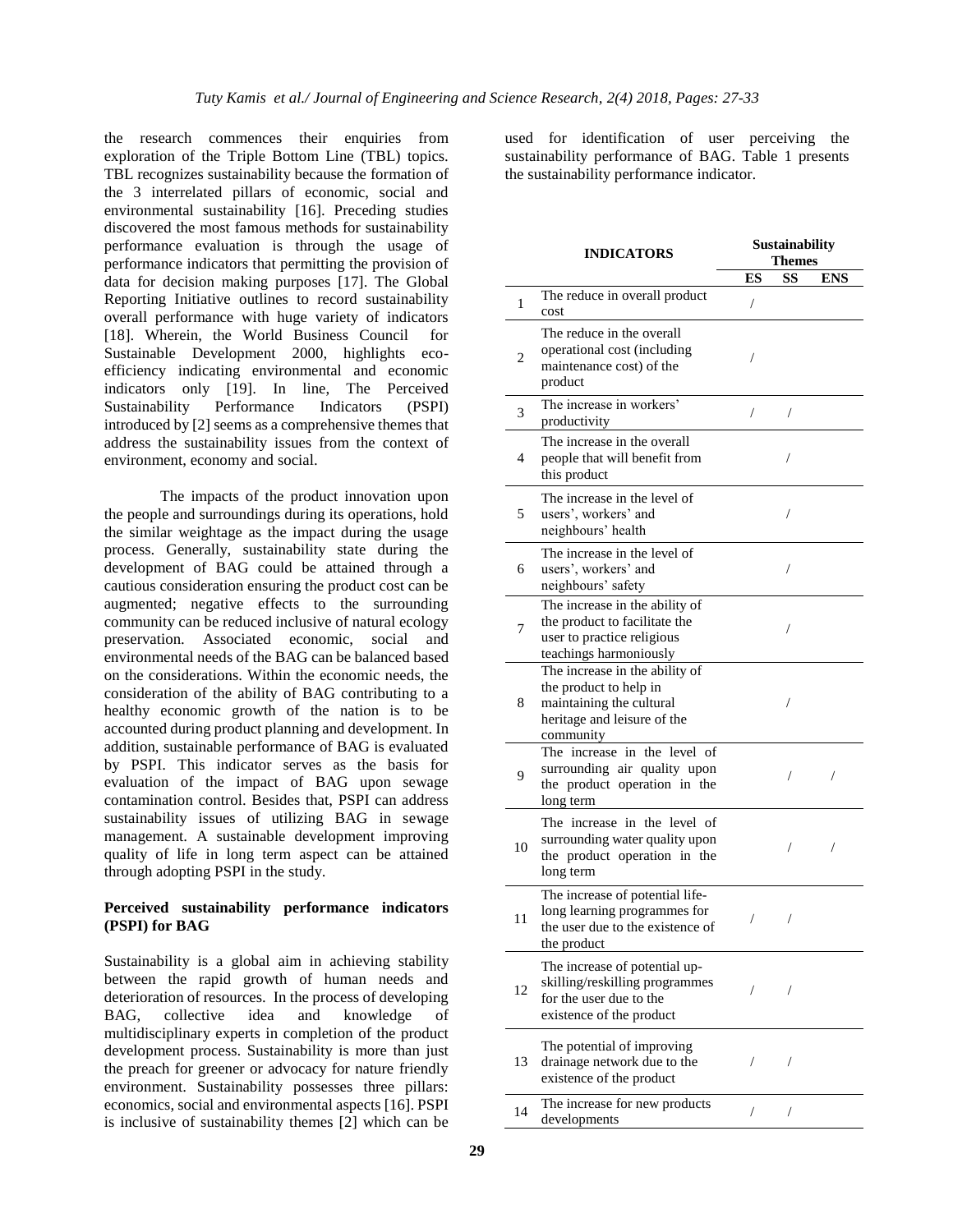the research commences their enquiries from exploration of the Triple Bottom Line (TBL) topics. TBL recognizes sustainability because the formation of the 3 interrelated pillars of economic, social and environmental sustainability [16]. Preceding studies discovered the most famous methods for sustainability performance evaluation is through the usage of performance indicators that permitting the provision of data for decision making purposes [17]. The Global Reporting Initiative outlines to record sustainability overall performance with huge variety of indicators [18]. Wherein, the World Business Council for Sustainable Development 2000, highlights eco-efficiency indicating environmental and economic indicators only [19]. In line, The Perceived Sustainability Performance Indicators (PSPI) introduced by [2] seems as a comprehensive themes that address the sustainability issues from the context of environment, economy and social.

The impacts of the product innovation upon the people and surroundings during its operations, hold the similar weightage as the impact during the usage process. Generally, sustainability state during the development of BAG could be attained through a cautious consideration ensuring the product cost can be augmented; negative effects to the surrounding community can be reduced inclusive of natural ecology preservation. Associated economic, social and environmental needs of the BAG can be balanced based on the considerations. Within the economic needs, the consideration of the ability of BAG contributing to a healthy economic growth of the nation is to be accounted during product planning and development. In addition, sustainable performance of BAG is evaluated by PSPI. This indicator serves as the basis for evaluation of the impact of BAG upon sewage contamination control. Besides that, PSPI can address sustainability issues of utilizing BAG in sewage management. A sustainable development improving quality of life in long term aspect can be attained through adopting PSPI in the study.

### Perceived sustainability performance indicators (PSPI) for BAG

Sustainability is a global aim in achieving stability between the rapid growth of human needs and deterioration of resources. In the process of developing BAG, collective idea and knowledge of multidisciplinary experts in completion of the product development process. Sustainability is more than just the preach for greener or advocacy for nature friendly environment. Sustainability possesses three pillars: economics, social and environmental aspects [16]. PSPI is inclusive of sustainability themes [2] which can be used for identification of user perceiving the sustainability performance of BAG. Table 1 presents the sustainability performance indicator.

| | INDICATORS | Sustainability Themes | | |
|---|---|---|---|---|
| | | ES | SS | ENS |
| 1 | The reduce in overall product cost | / | | |
| 2 | The reduce in the overall operational cost (including maintenance cost) of the product | / | | |
| 3 | The increase in workers' productivity | / | / | |
| 4 | The increase in the overall people that will benefit from this product | | / | |
| 5 | The increase in the level of users', workers' and neighbours' health | | / | |
| 6 | The increase in the level of users', workers' and neighbours' safety | | / | |
| 7 | The increase in the ability of the product to facilitate the user to practice religious teachings harmoniously | | / | |
| 8 | The increase in the ability of the product to help in maintaining the cultural heritage and leisure of the community | | / | |
| 9 | The increase in the level of surrounding air quality upon the product operation in the long term | | / | / |
| 10 | The increase in the level of surrounding water quality upon the product operation in the long term | | / | / |
| 11 | The increase of potential life-long learning programmes for the user due to the existence of the product | / | / | |
| 12 | The increase of potential up-skilling/reskilling programmes for the user due to the existence of the product | / | / | |
| 13 | The potential of improving drainage network due to the existence of the product | / | / | |
| 14 | The increase for new products developments | / | / | |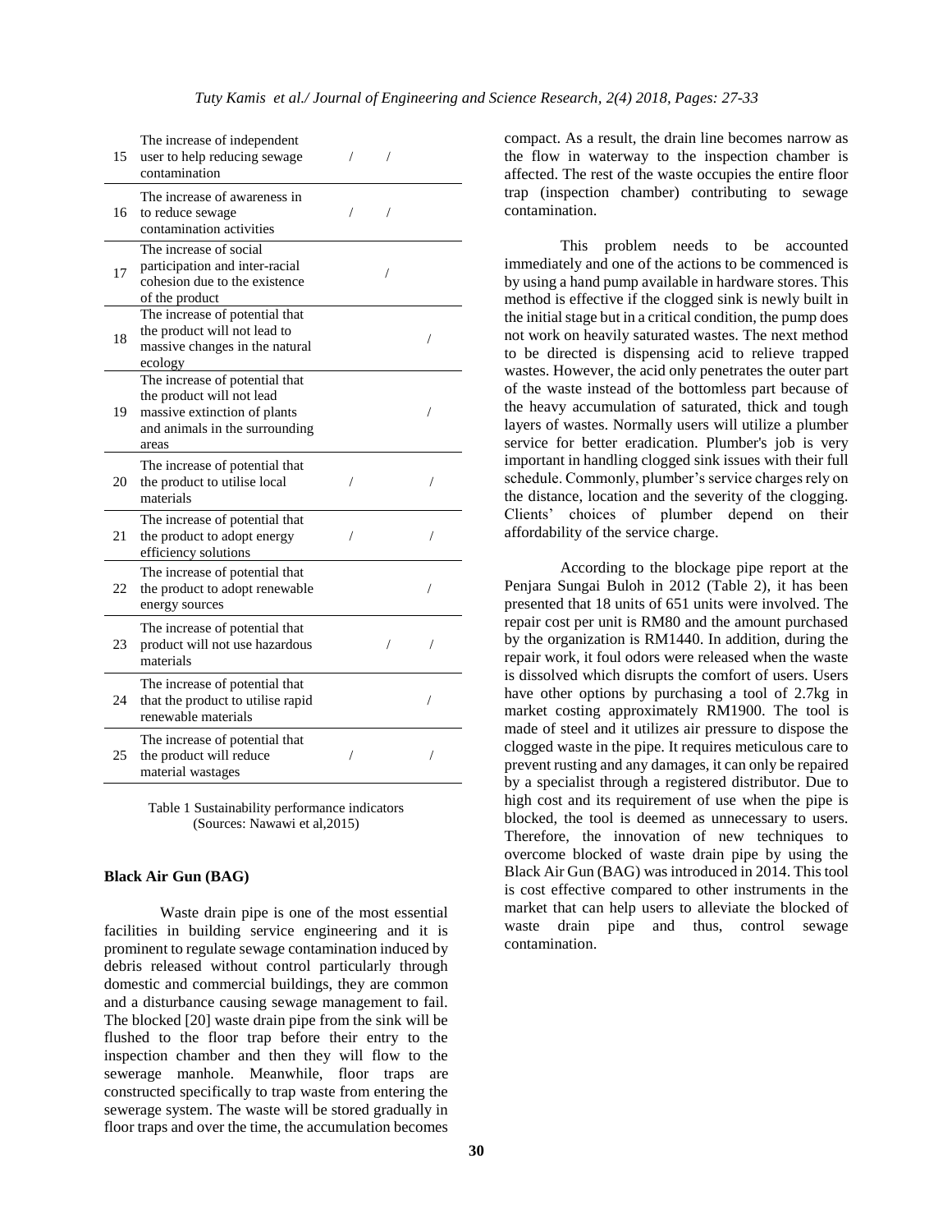| | | | | |
|---|---|---|---|---|
| 15 | The increase of independent user to help reducing sewage contamination | / | / | |
| 16 | The increase of awareness in to reduce sewage contamination activities | / | / | |
| 17 | The increase of social participation and inter-racial cohesion due to the existence of the product | | / | |
| 18 | The increase of potential that the product will not lead to massive changes in the natural ecology | | | / |
| 19 | The increase of potential that the product will not lead massive extinction of plants and animals in the surrounding areas | | | / |
| 20 | The increase of potential that the product to utilise local materials | / | | / |
| 21 | The increase of potential that the product to adopt energy efficiency solutions | / | | / |
| 22 | The increase of potential that the product to adopt renewable energy sources | | | / |
| 23 | The increase of potential that product will not use hazardous materials | | / | / |
| 24 | The increase of potential that that the product to utilise rapid renewable materials | | | / |
| 25 | The increase of potential that the product will reduce material wastages | / | | / |

Table 1 Sustainability performance indicators (Sources: Nawawi et al,2015)

**Black Air Gun (BAG)**

Waste drain pipe is one of the most essential facilities in building service engineering and it is prominent to regulate sewage contamination induced by debris released without control particularly through domestic and commercial buildings, they are common and a disturbance causing sewage management to fail. The blocked [20] waste drain pipe from the sink will be flushed to the floor trap before their entry to the inspection chamber and then they will flow to the sewerage manhole. Meanwhile, floor traps are constructed specifically to trap waste from entering the sewerage system. The waste will be stored gradually in floor traps and over the time, the accumulation becomes compact. As a result, the drain line becomes narrow as the flow in waterway to the inspection chamber is affected. The rest of the waste occupies the entire floor trap (inspection chamber) contributing to sewage contamination.

This problem needs to be accounted immediately and one of the actions to be commenced is by using a hand pump available in hardware stores. This method is effective if the clogged sink is newly built in the initial stage but in a critical condition, the pump does not work on heavily saturated wastes. The next method to be directed is dispensing acid to relieve trapped wastes. However, the acid only penetrates the outer part of the waste instead of the bottomless part because of the heavy accumulation of saturated, thick and tough layers of wastes. Normally users will utilize a plumber service for better eradication. Plumber's job is very important in handling clogged sink issues with their full schedule. Commonly, plumber's service charges rely on the distance, location and the severity of the clogging. Clients' choices of plumber depend on their affordability of the service charge.

According to the blockage pipe report at the Penjara Sungai Buloh in 2012 (Table 2), it has been presented that 18 units of 651 units were involved. The repair cost per unit is RM80 and the amount purchased by the organization is RM1440. In addition, during the repair work, it foul odors were released when the waste is dissolved which disrupts the comfort of users. Users have other options by purchasing a tool of 2.7kg in market costing approximately RM1900. The tool is made of steel and it utilizes air pressure to dispose the clogged waste in the pipe. It requires meticulous care to prevent rusting and any damages, it can only be repaired by a specialist through a registered distributor. Due to high cost and its requirement of use when the pipe is blocked, the tool is deemed as unnecessary to users. Therefore, the innovation of new techniques to overcome blocked of waste drain pipe by using the Black Air Gun (BAG) was introduced in 2014. This tool is cost effective compared to other instruments in the market that can help users to alleviate the blocked of waste drain pipe and thus, control sewage contamination.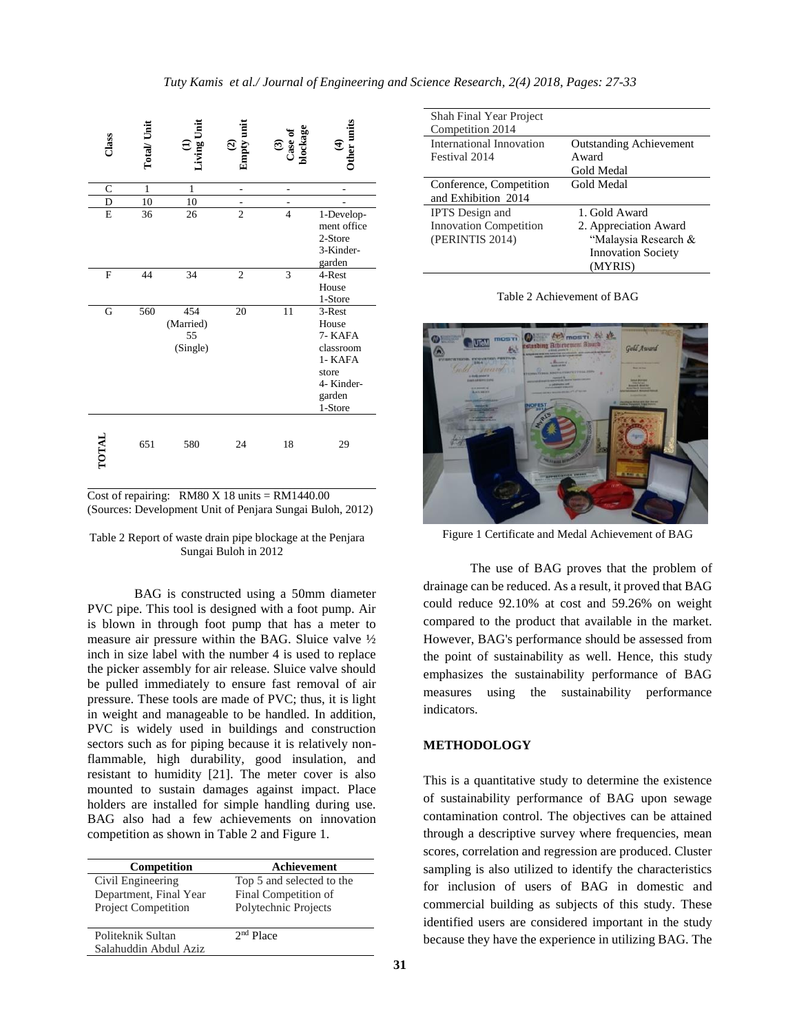| Class | Total/ Unit | (1) Living Unit | (2) Empty unit | (3) Case of blockage | (4) Other units |
|---|---|---|---|---|---|
| C | 1 | 1 | - | - | - |
| D | 10 | 10 | - | - | - |
| E | 36 | 26 | 2 | 4 | 1-Development office<br>2-Store<br>3-Kinder-garden |
| F | 44 | 34 | 2 | 3 | 4-Rest House<br>1-Store |
| G | 560 | 454 (Married)<br>55 (Single) | 20 | 11 | 3-Rest House<br>7- KAFA classroom<br>1- KAFA store<br>4- Kinder-garden<br>1-Store |
| TOTAL | 651 | 580 | 24 | 18 | 29 |

Cost of repairing: RM80 X 18 units = RM1440.00
(Sources: Development Unit of Penjara Sungai Buloh, 2012)

Table 2 Report of waste drain pipe blockage at the Penjara Sungai Buloh in 2012

BAG is constructed using a 50mm diameter PVC pipe. This tool is designed with a foot pump. Air is blown in through foot pump that has a meter to measure air pressure within the BAG. Sluice valve ½ inch in size label with the number 4 is used to replace the picker assembly for air release. Sluice valve should be pulled immediately to ensure fast removal of air pressure. These tools are made of PVC; thus, it is light in weight and manageable to be handled. In addition, PVC is widely used in buildings and construction sectors such as for piping because it is relatively non-flammable, high durability, good insulation, and resistant to humidity [21]. The meter cover is also mounted to sustain damages against impact. Place holders are installed for simple handling during use. BAG also had a few achievements on innovation competition as shown in Table 2 and Figure 1.

| Competition | Achievement |
|---|---|
| Civil Engineering Department, Final Year Project Competition | Top 5 and selected to the Final Competition of Polytechnic Projects |
| Politeknik Sultan Salahuddin Abdul Aziz Shah Final Year Project Competition 2014 | 2nd Place |
| International Innovation Festival 2014 | Outstanding Achievement Award<br>Gold Medal |
| Conference, Competition and Exhibition 2014 | Gold Medal |
| IPTS Design and Innovation Competition (PERINTIS 2014) | 1. Gold Award<br>2. Appreciation Award "Malaysia Research & Innovation Society (MYRIS) |

Table 2 Achievement of BAG

Figure 1 Certificate and Medal Achievement of BAG

The use of BAG proves that the problem of drainage can be reduced. As a result, it proved that BAG could reduce 92.10% at cost and 59.26% on weight compared to the product that available in the market. However, BAG's performance should be assessed from the point of sustainability as well. Hence, this study emphasizes the sustainability performance of BAG measures using the sustainability performance indicators.

## METHODOLOGY

This is a quantitative study to determine the existence of sustainability performance of BAG upon sewage contamination control. The objectives can be attained through a descriptive survey where frequencies, mean scores, correlation and regression are produced. Cluster sampling is also utilized to identify the characteristics for inclusion of users of BAG in domestic and commercial building as subjects of this study. These identified users are considered important in the study because they have the experience in utilizing BAG. The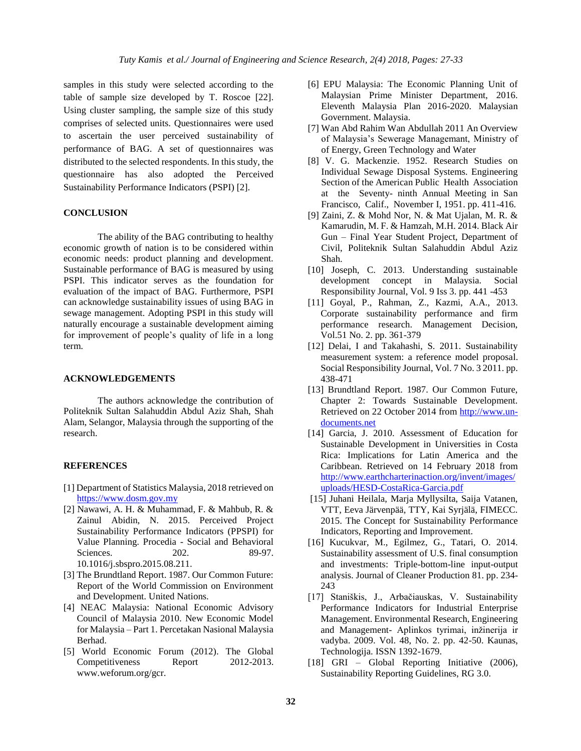samples in this study were selected according to the table of sample size developed by T. Roscoe [22]. Using cluster sampling, the sample size of this study comprises of selected units. Questionnaires were used to ascertain the user perceived sustainability of performance of BAG. A set of questionnaires was distributed to the selected respondents. In this study, the questionnaire has also adopted the Perceived Sustainability Performance Indicators (PSPI) [2].

## CONCLUSION

The ability of the BAG contributing to healthy economic growth of nation is to be considered within economic needs: product planning and development. Sustainable performance of BAG is measured by using PSPI. This indicator serves as the foundation for evaluation of the impact of BAG. Furthermore, PSPI can acknowledge sustainability issues of using BAG in sewage management. Adopting PSPI in this study will naturally encourage a sustainable development aiming for improvement of people's quality of life in a long term.

## ACKNOWLEDGEMENTS

The authors acknowledge the contribution of Politeknik Sultan Salahuddin Abdul Aziz Shah, Shah Alam, Selangor, Malaysia through the supporting of the research.

## REFERENCES

[1] Department of Statistics Malaysia, 2018 retrieved on https://www.dosm.gov.my

[2] Nawawi, A. H. & Muhammad, F. & Mahbub, R. & Zainul Abidin, N. 2015. Perceived Project Sustainability Performance Indicators (PPSPI) for Value Planning. Procedia - Social and Behavioral Sciences. 202. 89-97. 10.1016/j.sbspro.2015.08.211.

[3] The Brundtland Report. 1987. Our Common Future: Report of the World Commission on Environment and Development. United Nations.

[4] NEAC Malaysia: National Economic Advisory Council of Malaysia 2010. New Economic Model for Malaysia – Part 1. Percetakan Nasional Malaysia Berhad.

[5] World Economic Forum (2012). The Global Competitiveness Report 2012-2013. www.weforum.org/gcr.

[6] EPU Malaysia: The Economic Planning Unit of Malaysian Prime Minister Department, 2016. Eleventh Malaysia Plan 2016-2020. Malaysian Government. Malaysia.

[7] Wan Abd Rahim Wan Abdullah 2011 An Overview of Malaysia's Sewerage Managemant, Ministry of of Energy, Green Technology and Water

[8] V. G. Mackenzie. 1952. Research Studies on Individual Sewage Disposal Systems. Engineering Section of the American Public Health Association at the Seventy- ninth Annual Meeting in San Francisco, Calif., November I, 1951. pp. 411-416.

[9] Zaini, Z. & Mohd Nor, N. & Mat Ujalan, M. R. & Kamarudin, M. F. & Hamzah, M.H. 2014. Black Air Gun – Final Year Student Project, Department of Civil, Politeknik Sultan Salahuddin Abdul Aziz Shah.

[10] Joseph, C. 2013. Understanding sustainable development concept in Malaysia. Social Responsibility Journal, Vol. 9 Iss 3. pp. 441 -453

[11] Goyal, P., Rahman, Z., Kazmi, A.A., 2013. Corporate sustainability performance and firm performance research. Management Decision, Vol.51 No. 2. pp. 361-379

[12] Delai, I and Takahashi, S. 2011. Sustainability measurement system: a reference model proposal. Social Responsibility Journal, Vol. 7 No. 3 2011. pp. 438-471

[13] Brundtland Report. 1987. Our Common Future, Chapter 2: Towards Sustainable Development. Retrieved on 22 October 2014 from http://www.un-documents.net

[14] Garcia, J. 2010. Assessment of Education for Sustainable Development in Universities in Costa Rica: Implications for Latin America and the Caribbean. Retrieved on 14 February 2018 from http://www.earthcharterinaction.org/invent/images/uploads/HESD-CostaRica-Garcia.pdf

[15] Juhani Heilala, Marja Myllysilta, Saija Vatanen, VTT, Eeva Järvenpää, TTY, Kai Syrjälä, FIMECC. 2015. The Concept for Sustainability Performance Indicators, Reporting and Improvement.

[16] Kucukvar, M., Egilmez, G., Tatari, O. 2014. Sustainability assessment of U.S. final consumption and investments: Triple-bottom-line input-output analysis. Journal of Cleaner Production 81. pp. 234-243

[17] Staniškis, J., Arbačiauskas, V. Sustainability Performance Indicators for Industrial Enterprise Management. Environmental Research, Engineering and Management- Aplinkos tyrimai, inžinerija ir vadyba. 2009. Vol. 48, No. 2. pp. 42-50. Kaunas, Technologija. ISSN 1392-1679.

[18] GRI – Global Reporting Initiative (2006), Sustainability Reporting Guidelines, RG 3.0.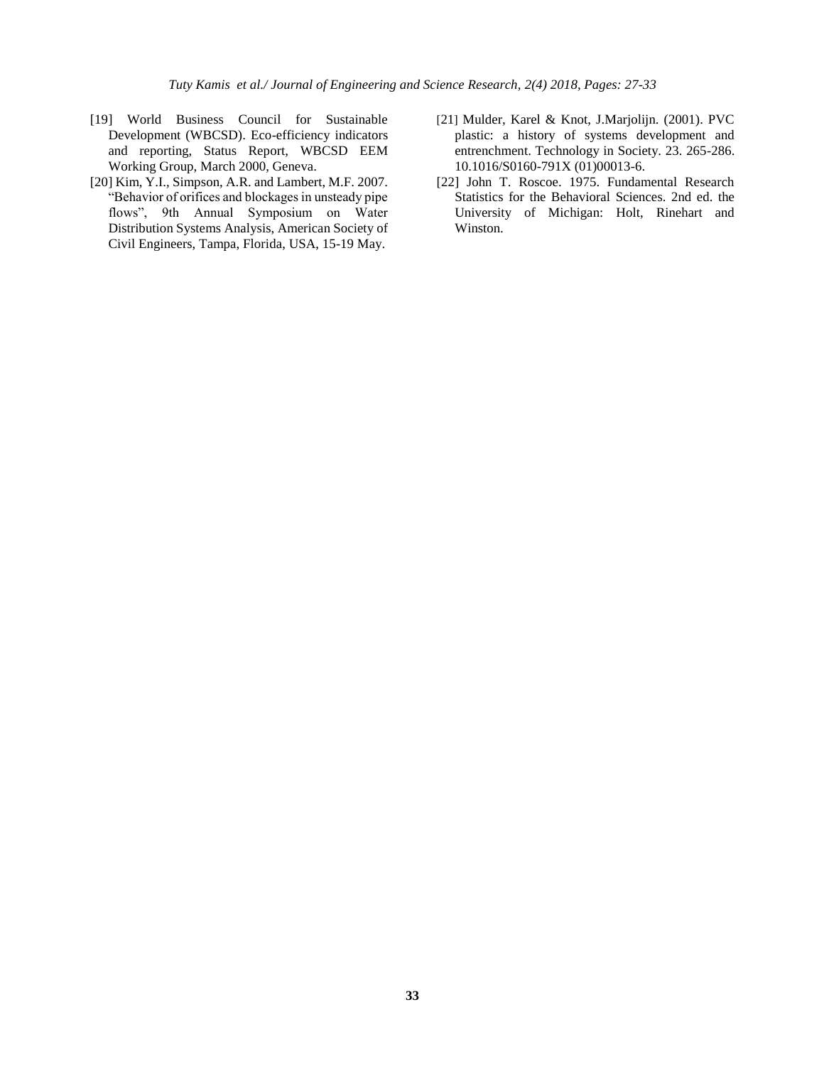[19] World Business Council for Sustainable Development (WBCSD). Eco-efficiency indicators and reporting, Status Report, WBCSD EEM Working Group, March 2000, Geneva.

[20] Kim, Y.I., Simpson, A.R. and Lambert, M.F. 2007. "Behavior of orifices and blockages in unsteady pipe flows", 9th Annual Symposium on Water Distribution Systems Analysis, American Society of Civil Engineers, Tampa, Florida, USA, 15-19 May.

[21] Mulder, Karel & Knot, J.Marjolijn. (2001). PVC plastic: a history of systems development and entrenchment. Technology in Society. 23. 265-286. 10.1016/S0160-791X (01)00013-6.

[22] John T. Roscoe. 1975. Fundamental Research Statistics for the Behavioral Sciences. 2nd ed. the University of Michigan: Holt, Rinehart and Winston.